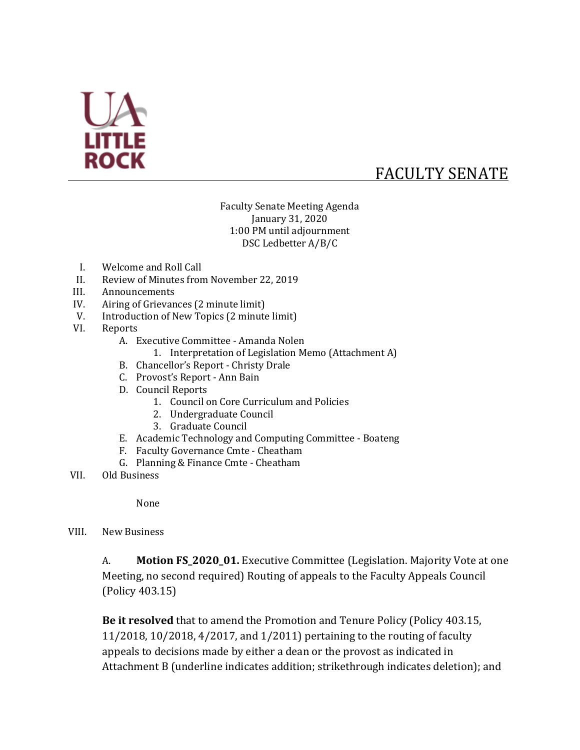# FACULTY SENATE

Faculty Senate Meeting Agenda
January 31, 2020
1:00 PM until adjournment
DSC Ledbetter A/B/C

I. Welcome and Roll Call
II. Review of Minutes from November 22, 2019
III. Announcements
IV. Airing of Grievances (2 minute limit)
V. Introduction of New Topics (2 minute limit)
VI. Reports
   A. Executive Committee - Amanda Nolen
      1. Interpretation of Legislation Memo (Attachment A)
   B. Chancellor's Report - Christy Drale
   C. Provost's Report - Ann Bain
   D. Council Reports
      1. Council on Core Curriculum and Policies
      2. Undergraduate Council
      3. Graduate Council
   E. Academic Technology and Computing Committee - Boateng
   F. Faculty Governance Cmte - Cheatham
   G. Planning & Finance Cmte - Cheatham
VII. Old Business

   None

VIII. New Business

A. **Motion FS_2020_01.** Executive Committee (Legislation. Majority Vote at one Meeting, no second required) Routing of appeals to the Faculty Appeals Council (Policy 403.15)

**Be it resolved** that to amend the Promotion and Tenure Policy (Policy 403.15, 11/2018, 10/2018, 4/2017, and 1/2011) pertaining to the routing of faculty appeals to decisions made by either a dean or the provost as indicated in Attachment B (underline indicates addition; strikethrough indicates deletion); and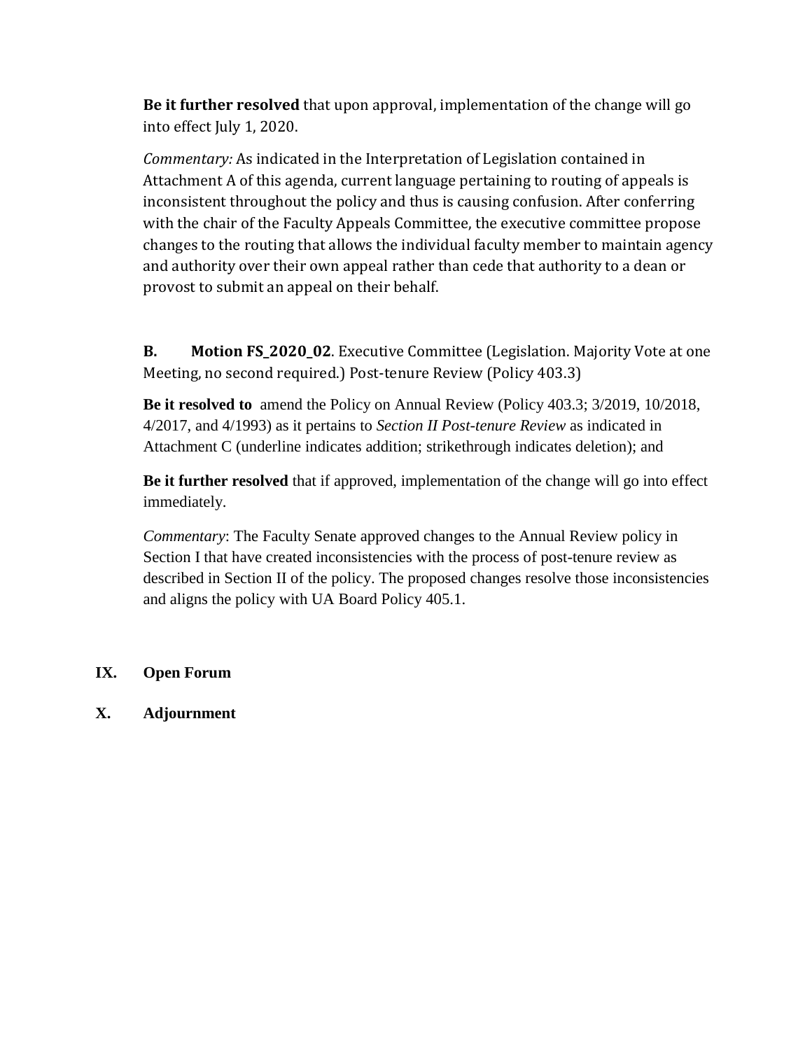**Be it further resolved** that upon approval, implementation of the change will go into effect July 1, 2020.

*Commentary:* As indicated in the Interpretation of Legislation contained in Attachment A of this agenda, current language pertaining to routing of appeals is inconsistent throughout the policy and thus is causing confusion. After conferring with the chair of the Faculty Appeals Committee, the executive committee propose changes to the routing that allows the individual faculty member to maintain agency and authority over their own appeal rather than cede that authority to a dean or provost to submit an appeal on their behalf.

**B. Motion FS_2020_02**. Executive Committee (Legislation. Majority Vote at one Meeting, no second required.) Post-tenure Review (Policy 403.3)

**Be it resolved to** amend the Policy on Annual Review (Policy 403.3; 3/2019, 10/2018, 4/2017, and 4/1993) as it pertains to *Section II Post-tenure Review* as indicated in Attachment C (underline indicates addition; strikethrough indicates deletion); and

**Be it further resolved** that if approved, implementation of the change will go into effect immediately.

*Commentary*: The Faculty Senate approved changes to the Annual Review policy in Section I that have created inconsistencies with the process of post-tenure review as described in Section II of the policy. The proposed changes resolve those inconsistencies and aligns the policy with UA Board Policy 405.1.

## IX. Open Forum

## X. Adjournment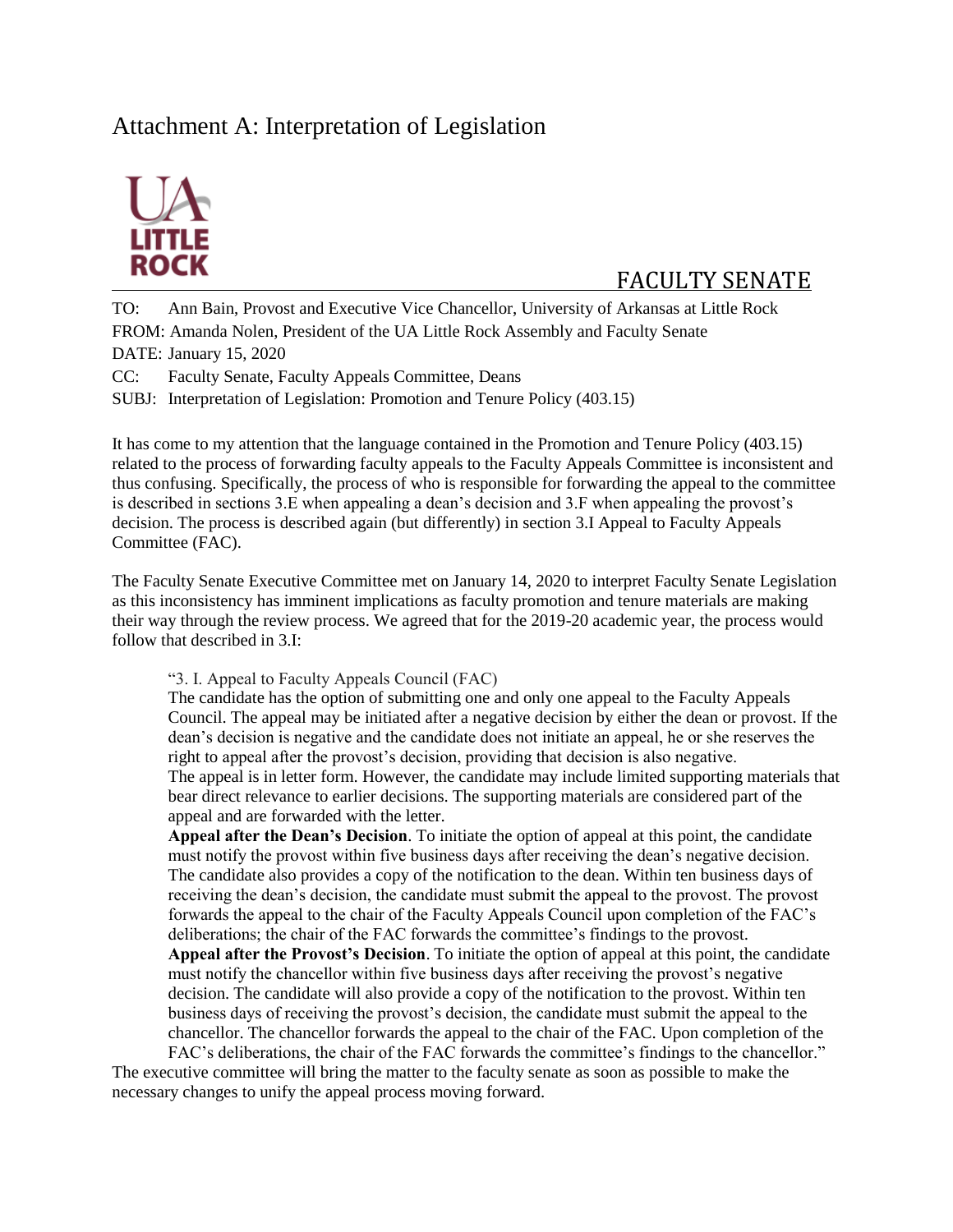# Attachment A: Interpretation of Legislation

FACULTY SENATE

TO: Ann Bain, Provost and Executive Vice Chancellor, University of Arkansas at Little Rock
FROM: Amanda Nolen, President of the UA Little Rock Assembly and Faculty Senate
DATE: January 15, 2020
CC: Faculty Senate, Faculty Appeals Committee, Deans
SUBJ: Interpretation of Legislation: Promotion and Tenure Policy (403.15)

It has come to my attention that the language contained in the Promotion and Tenure Policy (403.15) related to the process of forwarding faculty appeals to the Faculty Appeals Committee is inconsistent and thus confusing. Specifically, the process of who is responsible for forwarding the appeal to the committee is described in sections 3.E when appealing a dean's decision and 3.F when appealing the provost's decision. The process is described again (but differently) in section 3.I Appeal to Faculty Appeals Committee (FAC).

The Faculty Senate Executive Committee met on January 14, 2020 to interpret Faculty Senate Legislation as this inconsistency has imminent implications as faculty promotion and tenure materials are making their way through the review process. We agreed that for the 2019-20 academic year, the process would follow that described in 3.I:

> "3. I. Appeal to Faculty Appeals Council (FAC)
>
> The candidate has the option of submitting one and only one appeal to the Faculty Appeals Council. The appeal may be initiated after a negative decision by either the dean or provost. If the dean's decision is negative and the candidate does not initiate an appeal, he or she reserves the right to appeal after the provost's decision, providing that decision is also negative.
>
> The appeal is in letter form. However, the candidate may include limited supporting materials that bear direct relevance to earlier decisions. The supporting materials are considered part of the appeal and are forwarded with the letter.
>
> **Appeal after the Dean's Decision**. To initiate the option of appeal at this point, the candidate must notify the provost within five business days after receiving the dean's negative decision. The candidate also provides a copy of the notification to the dean. Within ten business days of receiving the dean's decision, the candidate must submit the appeal to the provost. The provost forwards the appeal to the chair of the Faculty Appeals Council upon completion of the FAC's deliberations; the chair of the FAC forwards the committee's findings to the provost.
>
> **Appeal after the Provost's Decision**. To initiate the option of appeal at this point, the candidate must notify the chancellor within five business days after receiving the provost's negative decision. The candidate will also provide a copy of the notification to the provost. Within ten business days of receiving the provost's decision, the candidate must submit the appeal to the chancellor. The chancellor forwards the appeal to the chair of the FAC. Upon completion of the FAC's deliberations, the chair of the FAC forwards the committee's findings to the chancellor."

The executive committee will bring the matter to the faculty senate as soon as possible to make the necessary changes to unify the appeal process moving forward.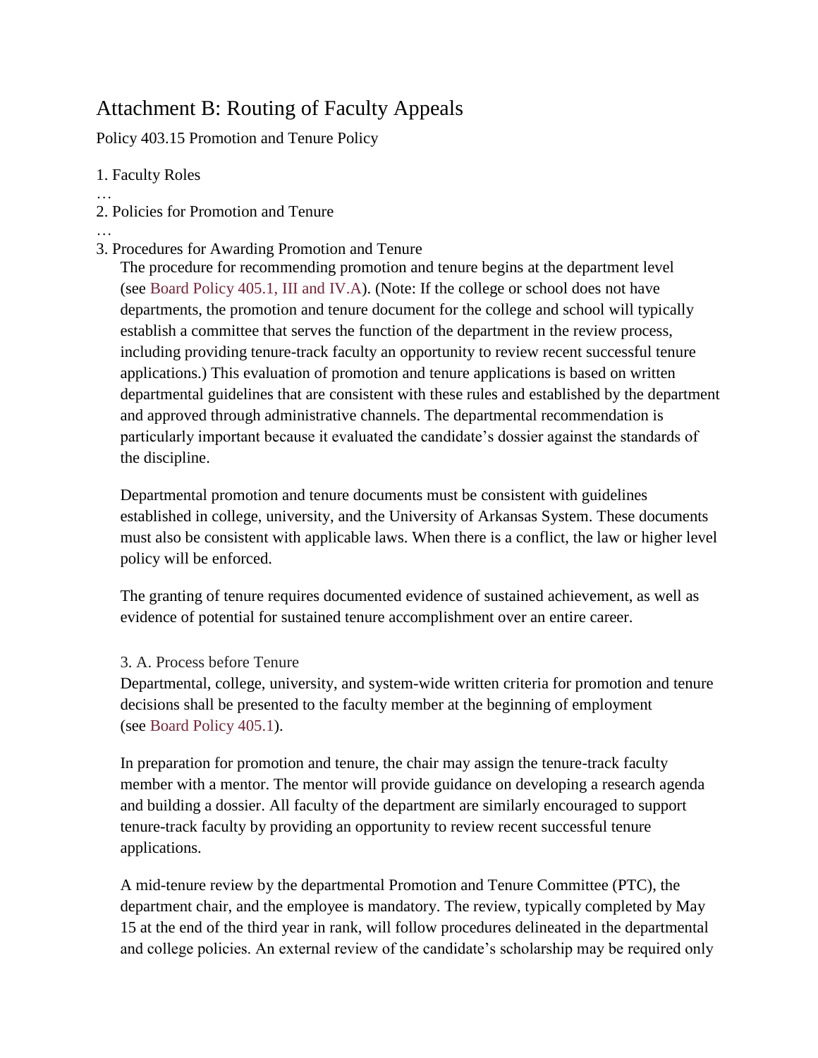# Attachment B: Routing of Faculty Appeals

Policy 403.15 Promotion and Tenure Policy

1. Faculty Roles

…

2. Policies for Promotion and Tenure

…

3. Procedures for Awarding Promotion and Tenure

The procedure for recommending promotion and tenure begins at the department level (see Board Policy 405.1, III and IV.A). (Note: If the college or school does not have departments, the promotion and tenure document for the college and school will typically establish a committee that serves the function of the department in the review process, including providing tenure-track faculty an opportunity to review recent successful tenure applications.) This evaluation of promotion and tenure applications is based on written departmental guidelines that are consistent with these rules and established by the department and approved through administrative channels. The departmental recommendation is particularly important because it evaluated the candidate's dossier against the standards of the discipline.

Departmental promotion and tenure documents must be consistent with guidelines established in college, university, and the University of Arkansas System. These documents must also be consistent with applicable laws. When there is a conflict, the law or higher level policy will be enforced.

The granting of tenure requires documented evidence of sustained achievement, as well as evidence of potential for sustained tenure accomplishment over an entire career.

### 3. A. Process before Tenure

Departmental, college, university, and system-wide written criteria for promotion and tenure decisions shall be presented to the faculty member at the beginning of employment (see Board Policy 405.1).

In preparation for promotion and tenure, the chair may assign the tenure-track faculty member with a mentor. The mentor will provide guidance on developing a research agenda and building a dossier. All faculty of the department are similarly encouraged to support tenure-track faculty by providing an opportunity to review recent successful tenure applications.

A mid-tenure review by the departmental Promotion and Tenure Committee (PTC), the department chair, and the employee is mandatory. The review, typically completed by May 15 at the end of the third year in rank, will follow procedures delineated in the departmental and college policies. An external review of the candidate's scholarship may be required only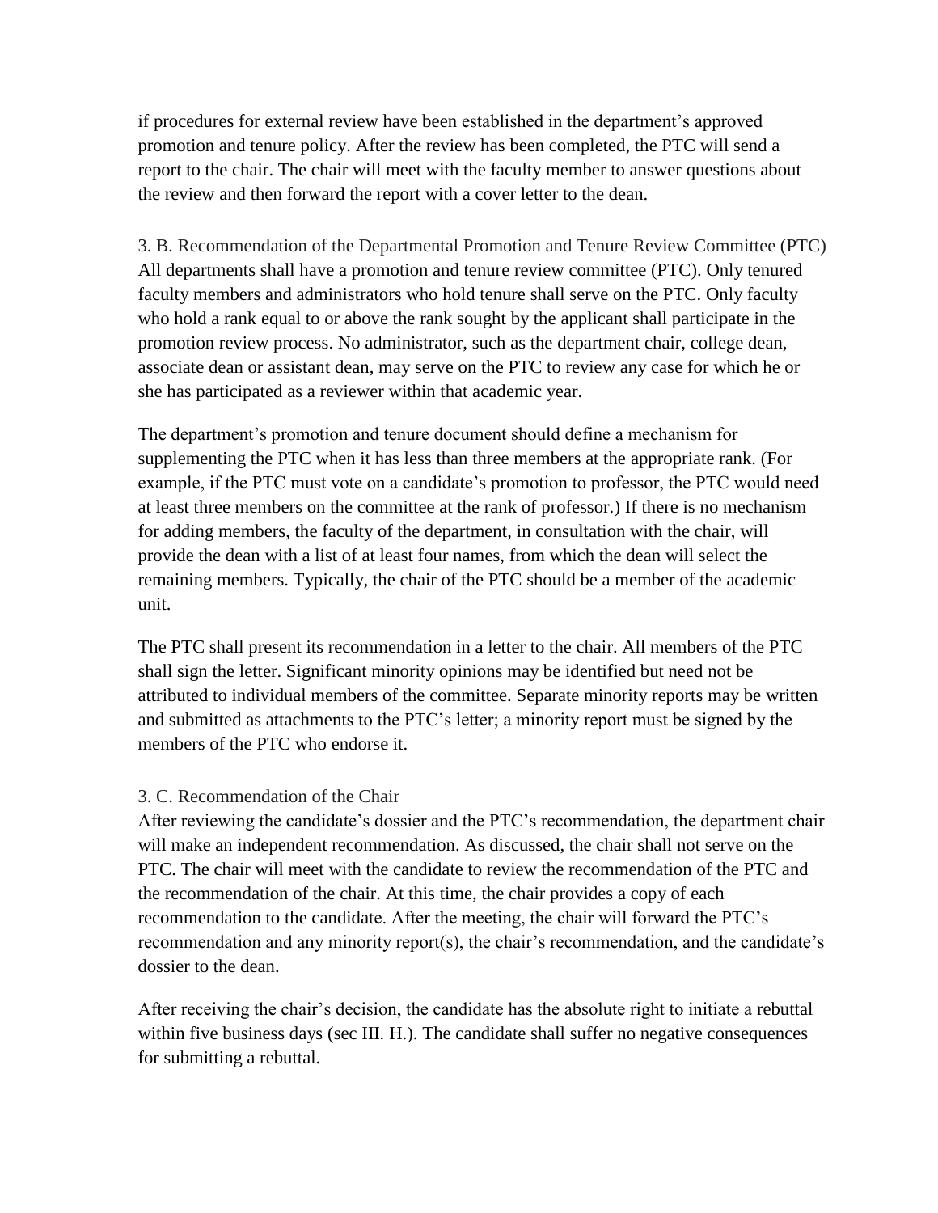if procedures for external review have been established in the department's approved promotion and tenure policy. After the review has been completed, the PTC will send a report to the chair. The chair will meet with the faculty member to answer questions about the review and then forward the report with a cover letter to the dean.

### 3. B. Recommendation of the Departmental Promotion and Tenure Review Committee (PTC)

All departments shall have a promotion and tenure review committee (PTC). Only tenured faculty members and administrators who hold tenure shall serve on the PTC. Only faculty who hold a rank equal to or above the rank sought by the applicant shall participate in the promotion review process. No administrator, such as the department chair, college dean, associate dean or assistant dean, may serve on the PTC to review any case for which he or she has participated as a reviewer within that academic year.

The department's promotion and tenure document should define a mechanism for supplementing the PTC when it has less than three members at the appropriate rank. (For example, if the PTC must vote on a candidate's promotion to professor, the PTC would need at least three members on the committee at the rank of professor.) If there is no mechanism for adding members, the faculty of the department, in consultation with the chair, will provide the dean with a list of at least four names, from which the dean will select the remaining members. Typically, the chair of the PTC should be a member of the academic unit.

The PTC shall present its recommendation in a letter to the chair. All members of the PTC shall sign the letter. Significant minority opinions may be identified but need not be attributed to individual members of the committee. Separate minority reports may be written and submitted as attachments to the PTC's letter; a minority report must be signed by the members of the PTC who endorse it.

### 3. C. Recommendation of the Chair

After reviewing the candidate's dossier and the PTC's recommendation, the department chair will make an independent recommendation. As discussed, the chair shall not serve on the PTC. The chair will meet with the candidate to review the recommendation of the PTC and the recommendation of the chair. At this time, the chair provides a copy of each recommendation to the candidate. After the meeting, the chair will forward the PTC's recommendation and any minority report(s), the chair's recommendation, and the candidate's dossier to the dean.

After receiving the chair's decision, the candidate has the absolute right to initiate a rebuttal within five business days (sec III. H.). The candidate shall suffer no negative consequences for submitting a rebuttal.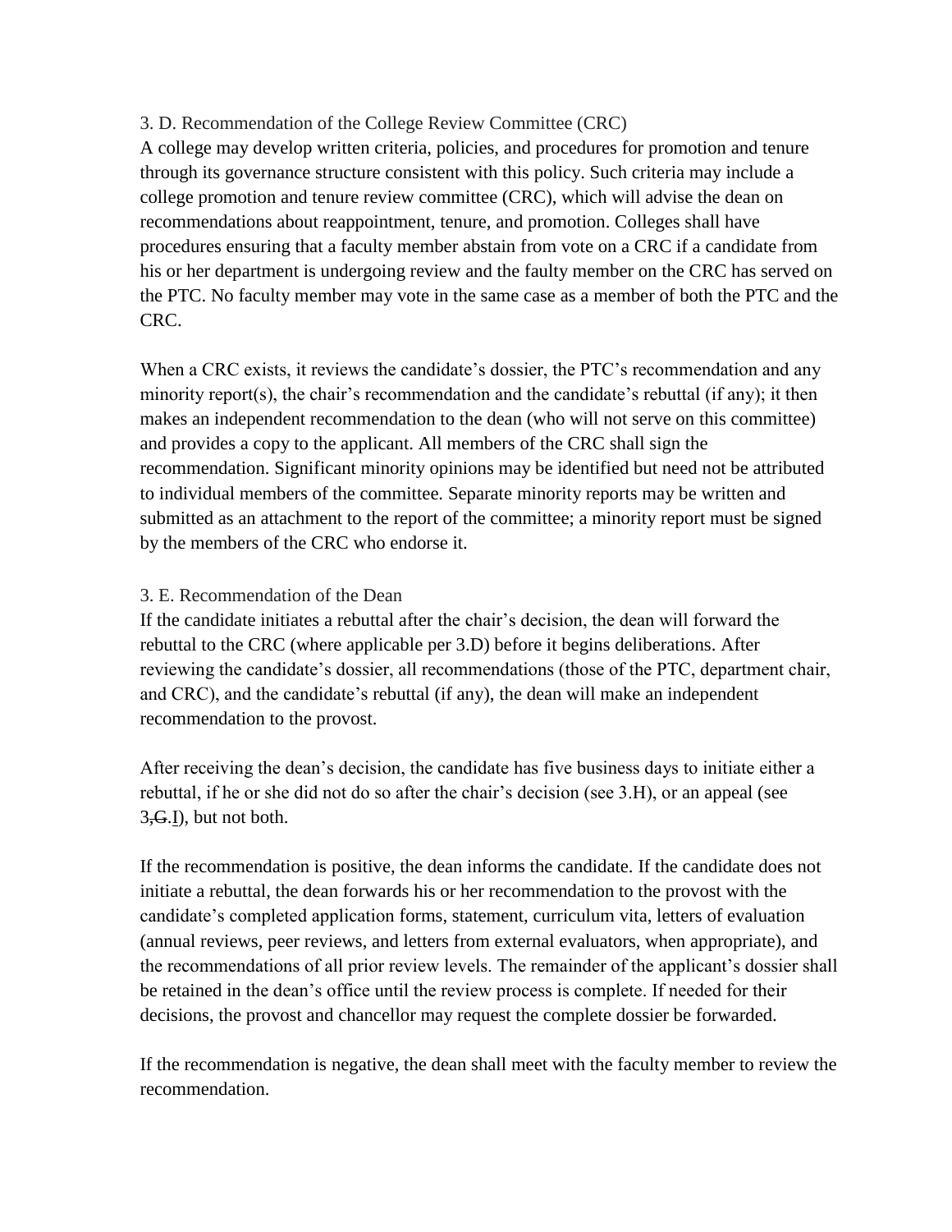3. D. Recommendation of the College Review Committee (CRC)

A college may develop written criteria, policies, and procedures for promotion and tenure through its governance structure consistent with this policy. Such criteria may include a college promotion and tenure review committee (CRC), which will advise the dean on recommendations about reappointment, tenure, and promotion. Colleges shall have procedures ensuring that a faculty member abstain from vote on a CRC if a candidate from his or her department is undergoing review and the faulty member on the CRC has served on the PTC. No faculty member may vote in the same case as a member of both the PTC and the CRC.

When a CRC exists, it reviews the candidate's dossier, the PTC's recommendation and any minority report(s), the chair's recommendation and the candidate's rebuttal (if any); it then makes an independent recommendation to the dean (who will not serve on this committee) and provides a copy to the applicant. All members of the CRC shall sign the recommendation. Significant minority opinions may be identified but need not be attributed to individual members of the committee. Separate minority reports may be written and submitted as an attachment to the report of the committee; a minority report must be signed by the members of the CRC who endorse it.

3. E. Recommendation of the Dean

If the candidate initiates a rebuttal after the chair's decision, the dean will forward the rebuttal to the CRC (where applicable per 3.D) before it begins deliberations. After reviewing the candidate's dossier, all recommendations (those of the PTC, department chair, and CRC), and the candidate's rebuttal (if any), the dean will make an independent recommendation to the provost.

After receiving the dean's decision, the candidate has five business days to initiate either a rebuttal, if he or she did not do so after the chair's decision (see 3.H), or an appeal (see 3~~,G~~.I), but not both.

If the recommendation is positive, the dean informs the candidate. If the candidate does not initiate a rebuttal, the dean forwards his or her recommendation to the provost with the candidate's completed application forms, statement, curriculum vita, letters of evaluation (annual reviews, peer reviews, and letters from external evaluators, when appropriate), and the recommendations of all prior review levels. The remainder of the applicant's dossier shall be retained in the dean's office until the review process is complete. If needed for their decisions, the provost and chancellor may request the complete dossier be forwarded.

If the recommendation is negative, the dean shall meet with the faculty member to review the recommendation.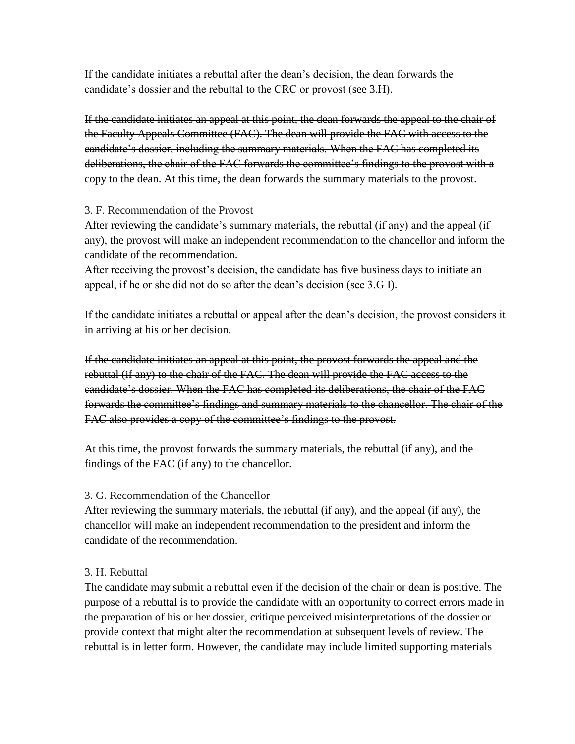If the candidate initiates a rebuttal after the dean's decision, the dean forwards the candidate's dossier and the rebuttal to the CRC or provost (see 3.H).

~~If the candidate initiates an appeal at this point, the dean forwards the appeal to the chair of the Faculty Appeals Committee (FAC). The dean will provide the FAC with access to the candidate's dossier, including the summary materials. When the FAC has completed its deliberations, the chair of the FAC forwards the committee's findings to the provost with a copy to the dean. At this time, the dean forwards the summary materials to the provost.~~

### 3. F. Recommendation of the Provost

After reviewing the candidate's summary materials, the rebuttal (if any) and the appeal (if any), the provost will make an independent recommendation to the chancellor and inform the candidate of the recommendation.

After receiving the provost's decision, the candidate has five business days to initiate an appeal, if he or she did not do so after the dean's decision (see 3.~~G~~ I).

If the candidate initiates a rebuttal or appeal after the dean's decision, the provost considers it in arriving at his or her decision.

~~If the candidate initiates an appeal at this point, the provost forwards the appeal and the rebuttal (if any) to the chair of the FAC. The dean will provide the FAC access to the candidate's dossier. When the FAC has completed its deliberations, the chair of the FAC forwards the committee's findings and summary materials to the chancellor. The chair of the FAC also provides a copy of the committee's findings to the provost.~~

~~At this time, the provost forwards the summary materials, the rebuttal (if any), and the findings of the FAC (if any) to the chancellor.~~

### 3. G. Recommendation of the Chancellor

After reviewing the summary materials, the rebuttal (if any), and the appeal (if any), the chancellor will make an independent recommendation to the president and inform the candidate of the recommendation.

### 3. H. Rebuttal

The candidate may submit a rebuttal even if the decision of the chair or dean is positive. The purpose of a rebuttal is to provide the candidate with an opportunity to correct errors made in the preparation of his or her dossier, critique perceived misinterpretations of the dossier or provide context that might alter the recommendation at subsequent levels of review. The rebuttal is in letter form. However, the candidate may include limited supporting materials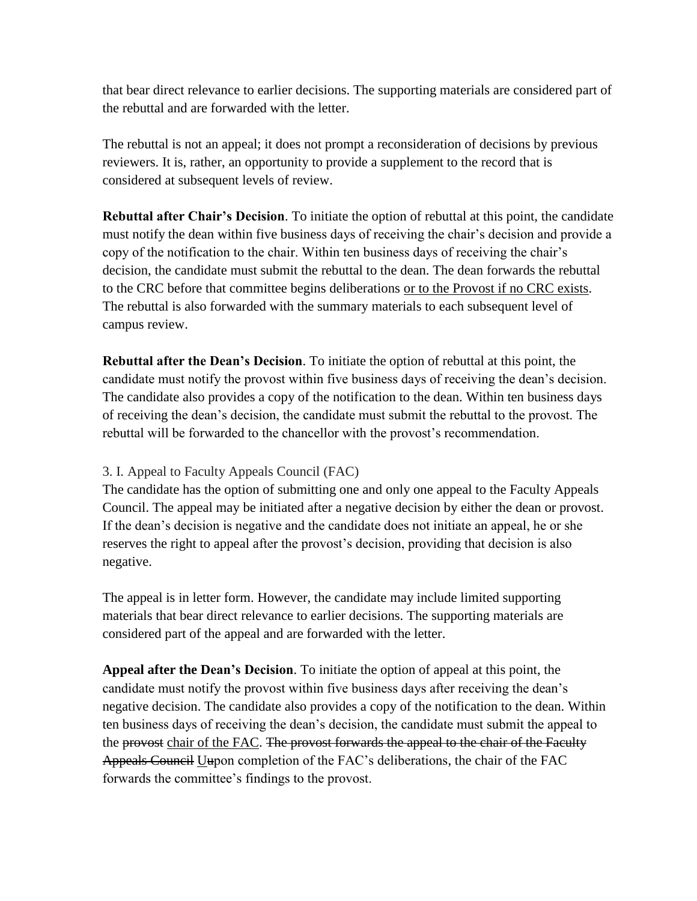that bear direct relevance to earlier decisions. The supporting materials are considered part of the rebuttal and are forwarded with the letter.

The rebuttal is not an appeal; it does not prompt a reconsideration of decisions by previous reviewers. It is, rather, an opportunity to provide a supplement to the record that is considered at subsequent levels of review.

**Rebuttal after Chair's Decision**. To initiate the option of rebuttal at this point, the candidate must notify the dean within five business days of receiving the chair's decision and provide a copy of the notification to the chair. Within ten business days of receiving the chair's decision, the candidate must submit the rebuttal to the dean. The dean forwards the rebuttal to the CRC before that committee begins deliberations <u>or to the Provost if no CRC exists</u>. The rebuttal is also forwarded with the summary materials to each subsequent level of campus review.

**Rebuttal after the Dean's Decision**. To initiate the option of rebuttal at this point, the candidate must notify the provost within five business days of receiving the dean's decision. The candidate also provides a copy of the notification to the dean. Within ten business days of receiving the dean's decision, the candidate must submit the rebuttal to the provost. The rebuttal will be forwarded to the chancellor with the provost's recommendation.

3. I. Appeal to Faculty Appeals Council (FAC)

The candidate has the option of submitting one and only one appeal to the Faculty Appeals Council. The appeal may be initiated after a negative decision by either the dean or provost. If the dean's decision is negative and the candidate does not initiate an appeal, he or she reserves the right to appeal after the provost's decision, providing that decision is also negative.

The appeal is in letter form. However, the candidate may include limited supporting materials that bear direct relevance to earlier decisions. The supporting materials are considered part of the appeal and are forwarded with the letter.

**Appeal after the Dean's Decision**. To initiate the option of appeal at this point, the candidate must notify the provost within five business days after receiving the dean's negative decision. The candidate also provides a copy of the notification to the dean. Within ten business days of receiving the dean's decision, the candidate must submit the appeal to the ~~provost~~ <u>chair of the FAC</u>. ~~The provost forwards the appeal to the chair of the Faculty Appeals Council~~ <u>U</u>~~u~~pon completion of the FAC's deliberations, the chair of the FAC forwards the committee's findings to the provost.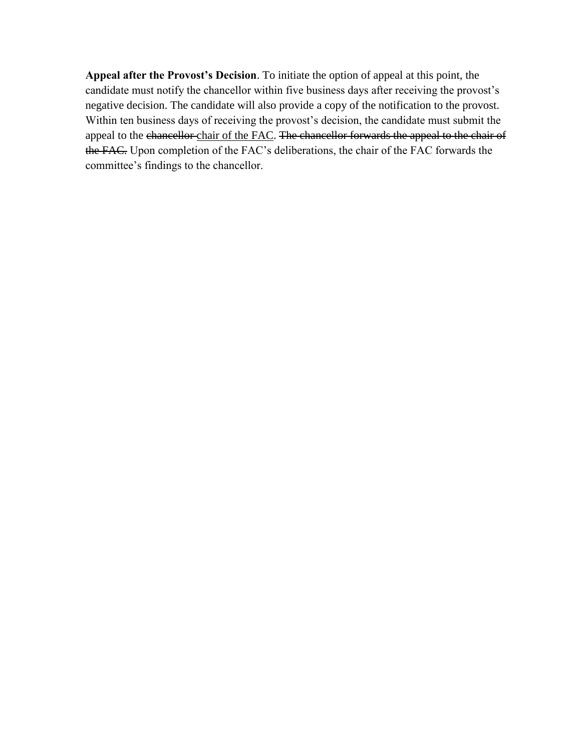**Appeal after the Provost's Decision**. To initiate the option of appeal at this point, the candidate must notify the chancellor within five business days after receiving the provost's negative decision. The candidate will also provide a copy of the notification to the provost. Within ten business days of receiving the provost's decision, the candidate must submit the appeal to the ~~chancellor~~ <u>chair of the FAC</u>. ~~The chancellor forwards the appeal to the chair of the FAC.~~ Upon completion of the FAC's deliberations, the chair of the FAC forwards the committee's findings to the chancellor.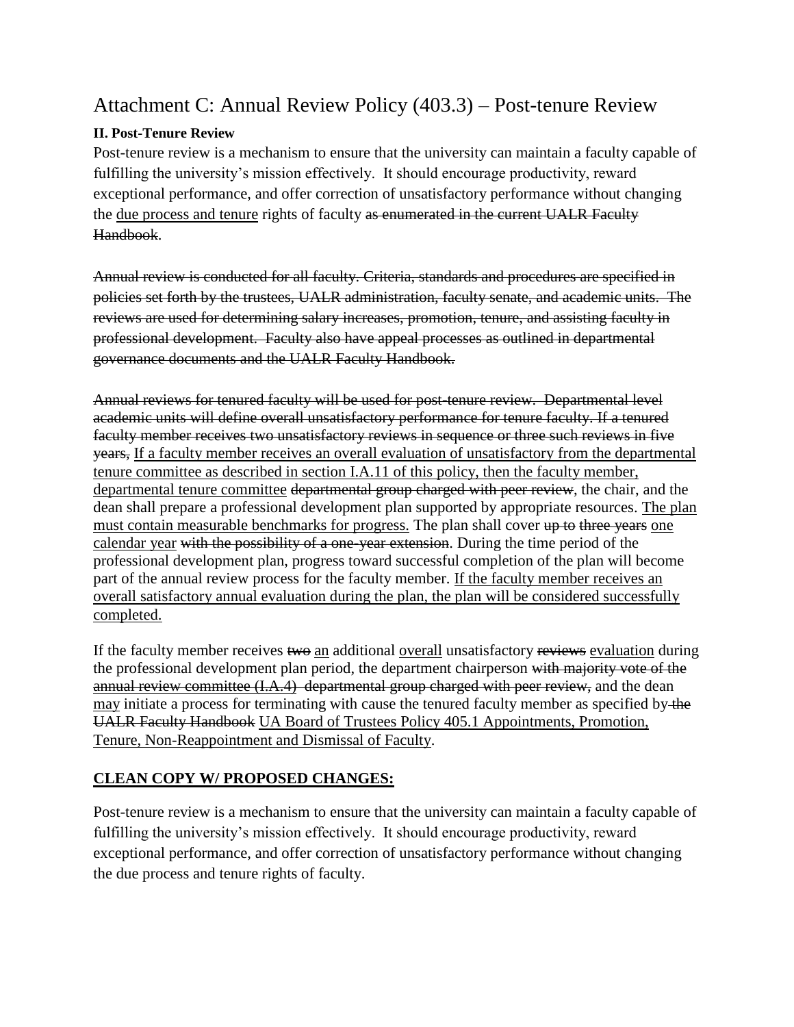# Attachment C: Annual Review Policy (403.3) – Post-tenure Review

**II. Post-Tenure Review**

Post-tenure review is a mechanism to ensure that the university can maintain a faculty capable of fulfilling the university's mission effectively. It should encourage productivity, reward exceptional performance, and offer correction of unsatisfactory performance without changing the <u>due process and tenure</u> rights of faculty ~~as enumerated in the current UALR Faculty Handbook~~.

~~Annual review is conducted for all faculty. Criteria, standards and procedures are specified in policies set forth by the trustees, UALR administration, faculty senate, and academic units. The reviews are used for determining salary increases, promotion, tenure, and assisting faculty in professional development. Faculty also have appeal processes as outlined in departmental governance documents and the UALR Faculty Handbook.~~

~~Annual reviews for tenured faculty will be used for post-tenure review. Departmental level academic units will define overall unsatisfactory performance for tenure faculty. If a tenured faculty member receives two unsatisfactory reviews in sequence or three such reviews in five years,~~ <u>If a faculty member receives an overall evaluation of unsatisfactory from the departmental tenure committee as described in section I.A.11 of this policy, then the faculty member, departmental tenure committee</u> ~~departmental group charged with peer review~~, the chair, and the dean shall prepare a professional development plan supported by appropriate resources. <u>The plan must contain measurable benchmarks for progress.</u> The plan shall cover ~~up to~~ ~~three years~~ <u>one calendar year</u> ~~with the possibility of a one-year extension~~. During the time period of the professional development plan, progress toward successful completion of the plan will become part of the annual review process for the faculty member. <u>If the faculty member receives an overall satisfactory annual evaluation during the plan, the plan will be considered successfully completed.</u>

If the faculty member receives ~~two~~ <u>an</u> additional <u>overall</u> unsatisfactory ~~reviews~~ <u>evaluation</u> during the professional development plan period, the department chairperson ~~with majority vote of the annual review committee (I.A.4) departmental group charged with peer review,~~ and the dean <u>may</u> initiate a process for terminating with cause the tenured faculty member as specified by ~~the UALR Faculty Handbook~~ <u>UA Board of Trustees Policy 405.1 Appointments, Promotion, Tenure, Non-Reappointment and Dismissal of Faculty</u>.

## <u>**CLEAN COPY W/ PROPOSED CHANGES:**</u>

Post-tenure review is a mechanism to ensure that the university can maintain a faculty capable of fulfilling the university's mission effectively. It should encourage productivity, reward exceptional performance, and offer correction of unsatisfactory performance without changing the due process and tenure rights of faculty.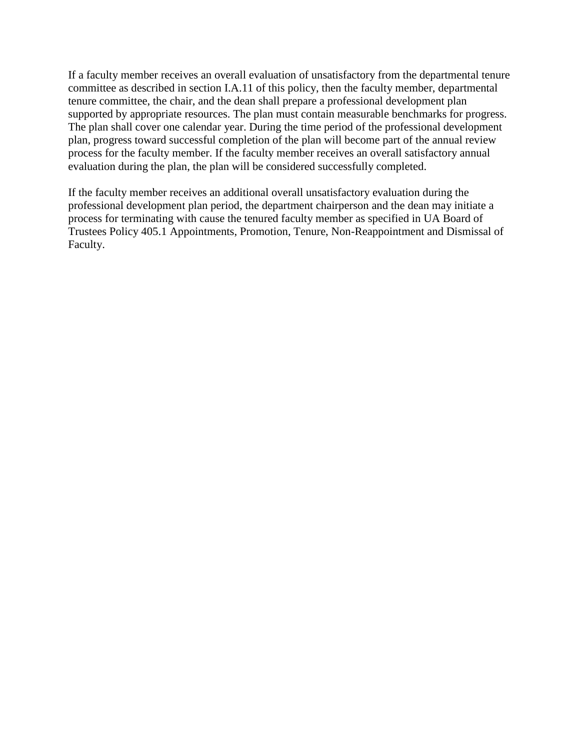If a faculty member receives an overall evaluation of unsatisfactory from the departmental tenure committee as described in section I.A.11 of this policy, then the faculty member, departmental tenure committee, the chair, and the dean shall prepare a professional development plan supported by appropriate resources. The plan must contain measurable benchmarks for progress. The plan shall cover one calendar year. During the time period of the professional development plan, progress toward successful completion of the plan will become part of the annual review process for the faculty member. If the faculty member receives an overall satisfactory annual evaluation during the plan, the plan will be considered successfully completed.

If the faculty member receives an additional overall unsatisfactory evaluation during the professional development plan period, the department chairperson and the dean may initiate a process for terminating with cause the tenured faculty member as specified in UA Board of Trustees Policy 405.1 Appointments, Promotion, Tenure, Non-Reappointment and Dismissal of Faculty.